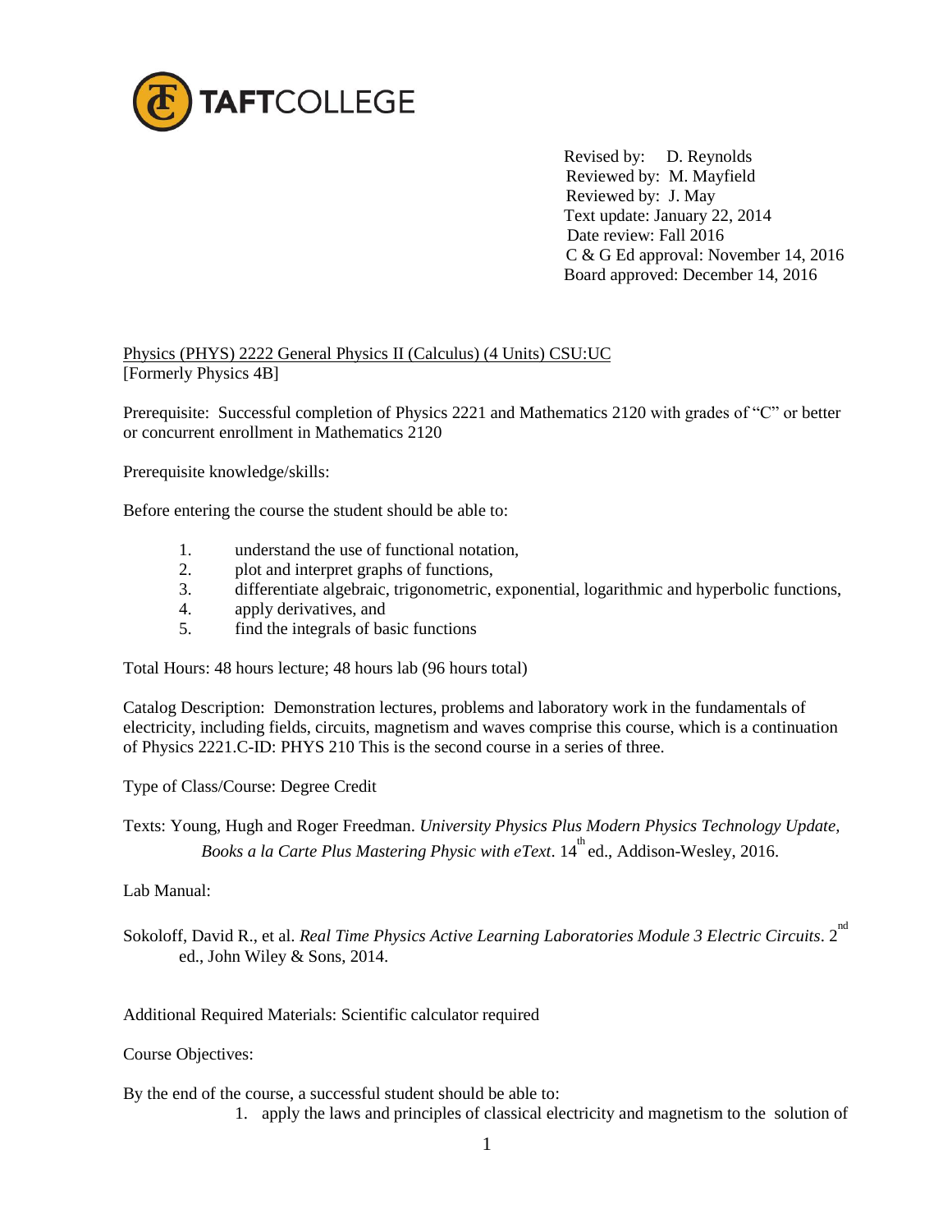TAFTCOLLEGE

Revised by: D. Reynolds
Reviewed by: M. Mayfield
Reviewed by: J. May
Text update: January 22, 2014
Date review: Fall 2016
C & G Ed approval: November 14, 2016
Board approved: December 14, 2016

Physics (PHYS) 2222 General Physics II (Calculus) (4 Units) CSU:UC
[Formerly Physics 4B]

Prerequisite: Successful completion of Physics 2221 and Mathematics 2120 with grades of "C" or better or concurrent enrollment in Mathematics 2120

Prerequisite knowledge/skills:

Before entering the course the student should be able to:

1. understand the use of functional notation,
2. plot and interpret graphs of functions,
3. differentiate algebraic, trigonometric, exponential, logarithmic and hyperbolic functions,
4. apply derivatives, and
5. find the integrals of basic functions

Total Hours: 48 hours lecture; 48 hours lab (96 hours total)

Catalog Description: Demonstration lectures, problems and laboratory work in the fundamentals of electricity, including fields, circuits, magnetism and waves comprise this course, which is a continuation of Physics 2221.C-ID: PHYS 210 This is the second course in a series of three.

Type of Class/Course: Degree Credit

Texts: Young, Hugh and Roger Freedman. *University Physics Plus Modern Physics Technology Update, Books a la Carte Plus Mastering Physic with eText*. 14th ed., Addison-Wesley, 2016.

Lab Manual:

Sokoloff, David R., et al. *Real Time Physics Active Learning Laboratories Module 3 Electric Circuits*. 2nd ed., John Wiley & Sons, 2014.

Additional Required Materials: Scientific calculator required

Course Objectives:

By the end of the course, a successful student should be able to:

1. apply the laws and principles of classical electricity and magnetism to the solution of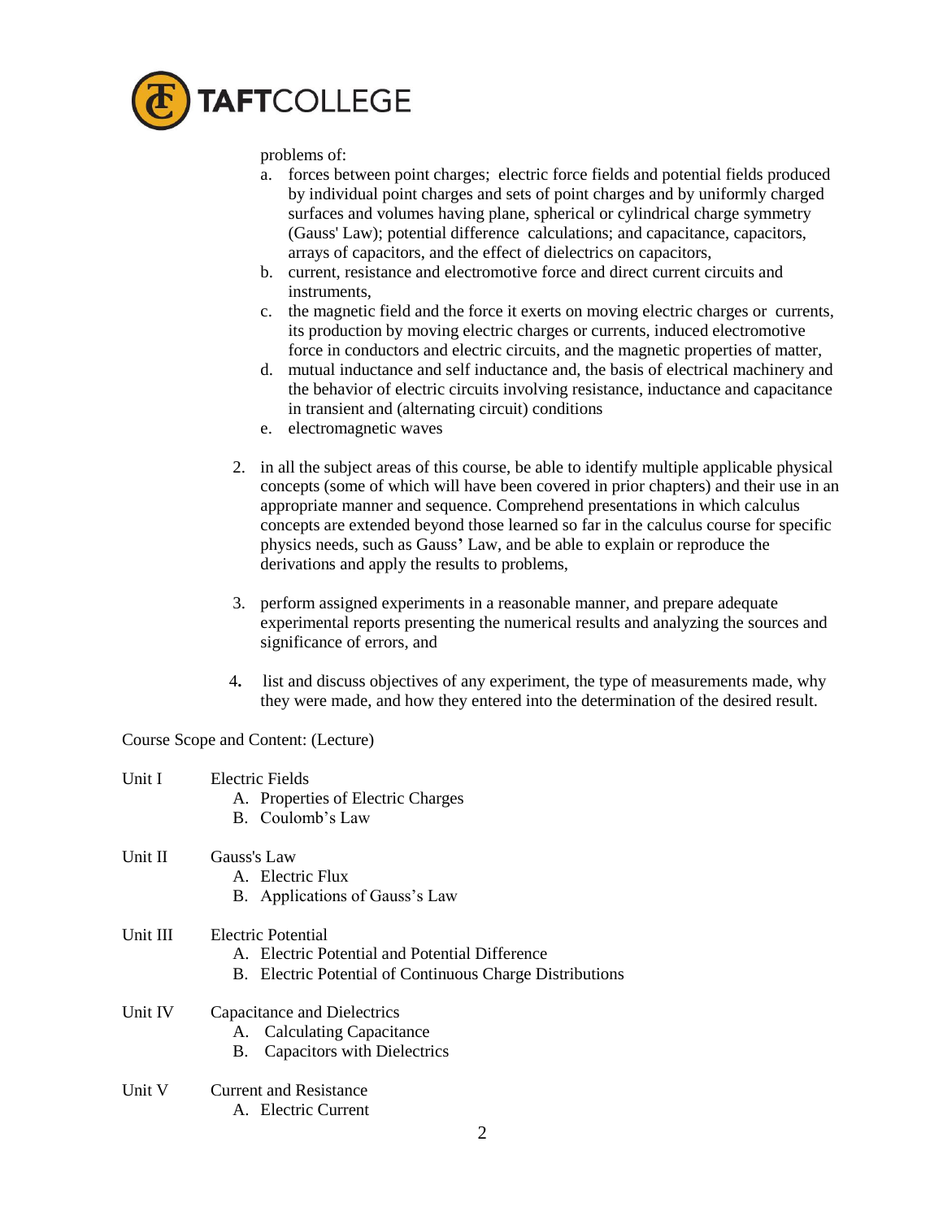problems of:

a. forces between point charges; electric force fields and potential fields produced by individual point charges and sets of point charges and by uniformly charged surfaces and volumes having plane, spherical or cylindrical charge symmetry (Gauss' Law); potential difference calculations; and capacitance, capacitors, arrays of capacitors, and the effect of dielectrics on capacitors,
b. current, resistance and electromotive force and direct current circuits and instruments,
c. the magnetic field and the force it exerts on moving electric charges or currents, its production by moving electric charges or currents, induced electromotive force in conductors and electric circuits, and the magnetic properties of matter,
d. mutual inductance and self inductance and, the basis of electrical machinery and the behavior of electric circuits involving resistance, inductance and capacitance in transient and (alternating circuit) conditions
e. electromagnetic waves

2. in all the subject areas of this course, be able to identify multiple applicable physical concepts (some of which will have been covered in prior chapters) and their use in an appropriate manner and sequence. Comprehend presentations in which calculus concepts are extended beyond those learned so far in the calculus course for specific physics needs, such as Gauss' Law, and be able to explain or reproduce the derivations and apply the results to problems,

3. perform assigned experiments in a reasonable manner, and prepare adequate experimental reports presenting the numerical results and analyzing the sources and significance of errors, and

4. list and discuss objectives of any experiment, the type of measurements made, why they were made, and how they entered into the determination of the desired result.

Course Scope and Content: (Lecture)

Unit I Electric Fields
- A. Properties of Electric Charges
- B. Coulomb's Law

Unit II Gauss's Law
- A. Electric Flux
- B. Applications of Gauss's Law

Unit III Electric Potential
- A. Electric Potential and Potential Difference
- B. Electric Potential of Continuous Charge Distributions

Unit IV Capacitance and Dielectrics
- A. Calculating Capacitance
- B. Capacitors with Dielectrics

Unit V Current and Resistance
- A. Electric Current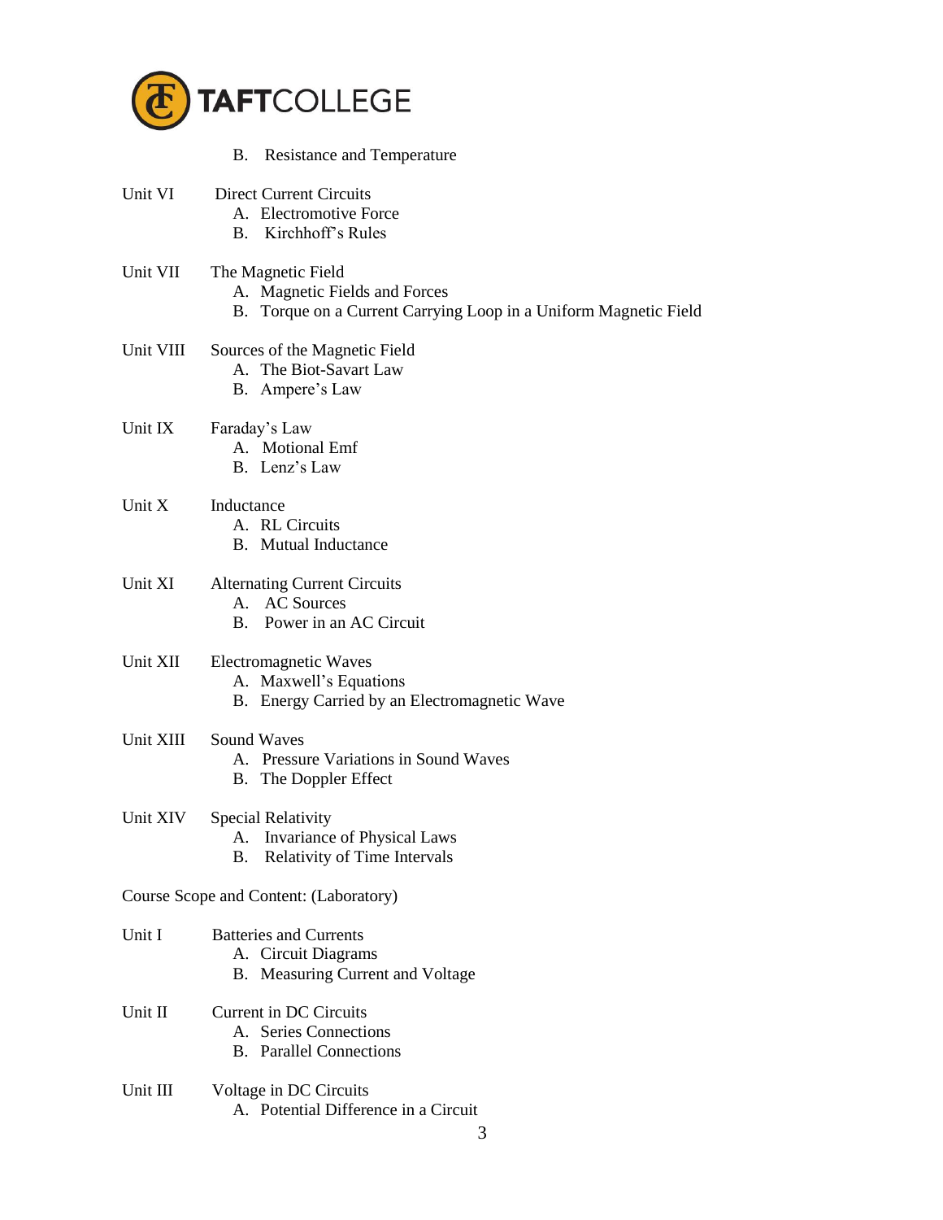B. Resistance and Temperature

Unit VI Direct Current Circuits
- A. Electromotive Force
- B. Kirchhoff's Rules

Unit VII The Magnetic Field
- A. Magnetic Fields and Forces
- B. Torque on a Current Carrying Loop in a Uniform Magnetic Field

Unit VIII Sources of the Magnetic Field
- A. The Biot-Savart Law
- B. Ampere's Law

Unit IX Faraday's Law
- A. Motional Emf
- B. Lenz's Law

Unit X Inductance
- A. RL Circuits
- B. Mutual Inductance

Unit XI Alternating Current Circuits
- A. AC Sources
- B. Power in an AC Circuit

Unit XII Electromagnetic Waves
- A. Maxwell's Equations
- B. Energy Carried by an Electromagnetic Wave

Unit XIII Sound Waves
- A. Pressure Variations in Sound Waves
- B. The Doppler Effect

Unit XIV Special Relativity
- A. Invariance of Physical Laws
- B. Relativity of Time Intervals

Course Scope and Content: (Laboratory)

Unit I Batteries and Currents
- A. Circuit Diagrams
- B. Measuring Current and Voltage

Unit II Current in DC Circuits
- A. Series Connections
- B. Parallel Connections

Unit III Voltage in DC Circuits
- A. Potential Difference in a Circuit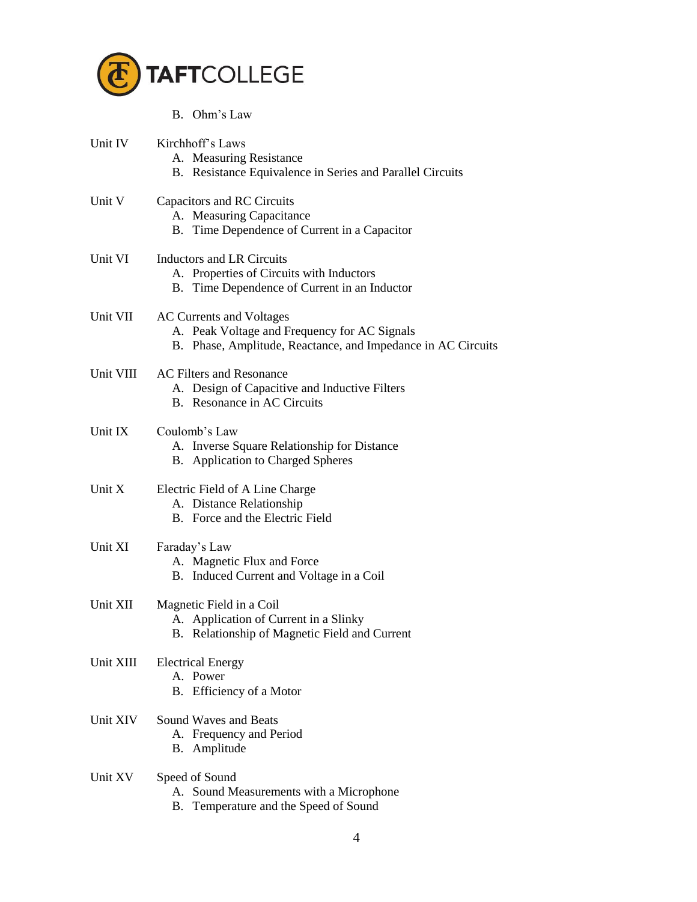B. Ohm's Law

Unit IV Kirchhoff's Laws
- A. Measuring Resistance
- B. Resistance Equivalence in Series and Parallel Circuits

Unit V Capacitors and RC Circuits
- A. Measuring Capacitance
- B. Time Dependence of Current in a Capacitor

Unit VI Inductors and LR Circuits
- A. Properties of Circuits with Inductors
- B. Time Dependence of Current in an Inductor

Unit VII AC Currents and Voltages
- A. Peak Voltage and Frequency for AC Signals
- B. Phase, Amplitude, Reactance, and Impedance in AC Circuits

Unit VIII AC Filters and Resonance
- A. Design of Capacitive and Inductive Filters
- B. Resonance in AC Circuits

Unit IX Coulomb's Law
- A. Inverse Square Relationship for Distance
- B. Application to Charged Spheres

Unit X Electric Field of A Line Charge
- A. Distance Relationship
- B. Force and the Electric Field

Unit XI Faraday's Law
- A. Magnetic Flux and Force
- B. Induced Current and Voltage in a Coil

Unit XII Magnetic Field in a Coil
- A. Application of Current in a Slinky
- B. Relationship of Magnetic Field and Current

Unit XIII Electrical Energy
- A. Power
- B. Efficiency of a Motor

Unit XIV Sound Waves and Beats
- A. Frequency and Period
- B. Amplitude

Unit XV Speed of Sound
- A. Sound Measurements with a Microphone
- B. Temperature and the Speed of Sound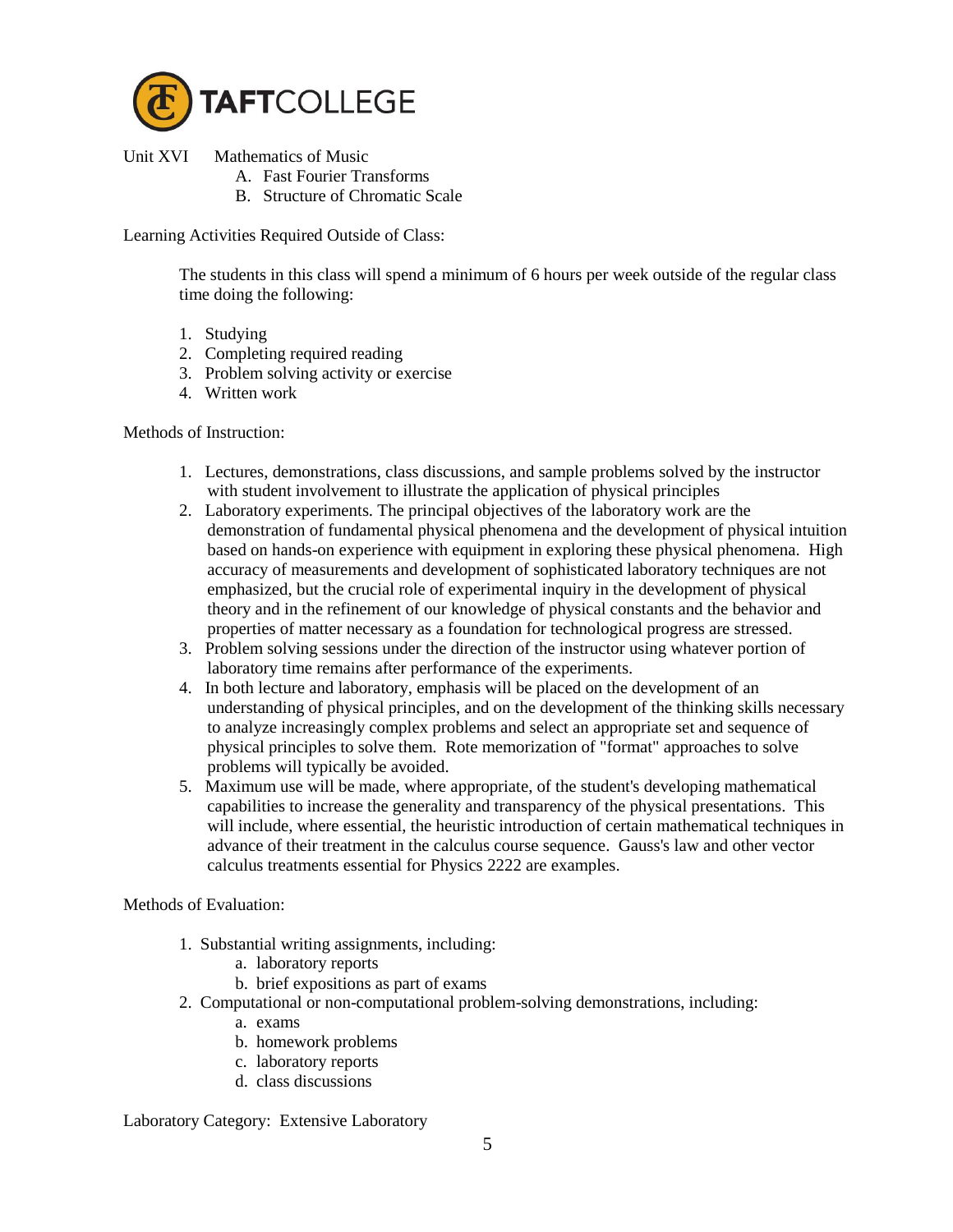Unit XVI Mathematics of Music

A. Fast Fourier Transforms
B. Structure of Chromatic Scale

Learning Activities Required Outside of Class:

The students in this class will spend a minimum of 6 hours per week outside of the regular class time doing the following:

1. Studying
2. Completing required reading
3. Problem solving activity or exercise
4. Written work

Methods of Instruction:

1. Lectures, demonstrations, class discussions, and sample problems solved by the instructor with student involvement to illustrate the application of physical principles
2. Laboratory experiments. The principal objectives of the laboratory work are the demonstration of fundamental physical phenomena and the development of physical intuition based on hands-on experience with equipment in exploring these physical phenomena. High accuracy of measurements and development of sophisticated laboratory techniques are not emphasized, but the crucial role of experimental inquiry in the development of physical theory and in the refinement of our knowledge of physical constants and the behavior and properties of matter necessary as a foundation for technological progress are stressed.
3. Problem solving sessions under the direction of the instructor using whatever portion of laboratory time remains after performance of the experiments.
4. In both lecture and laboratory, emphasis will be placed on the development of an understanding of physical principles, and on the development of the thinking skills necessary to analyze increasingly complex problems and select an appropriate set and sequence of physical principles to solve them. Rote memorization of "format" approaches to solve problems will typically be avoided.
5. Maximum use will be made, where appropriate, of the student's developing mathematical capabilities to increase the generality and transparency of the physical presentations. This will include, where essential, the heuristic introduction of certain mathematical techniques in advance of their treatment in the calculus course sequence. Gauss's law and other vector calculus treatments essential for Physics 2222 are examples.

Methods of Evaluation:

1. Substantial writing assignments, including:
   a. laboratory reports
   b. brief expositions as part of exams
2. Computational or non-computational problem-solving demonstrations, including:
   a. exams
   b. homework problems
   c. laboratory reports
   d. class discussions

Laboratory Category: Extensive Laboratory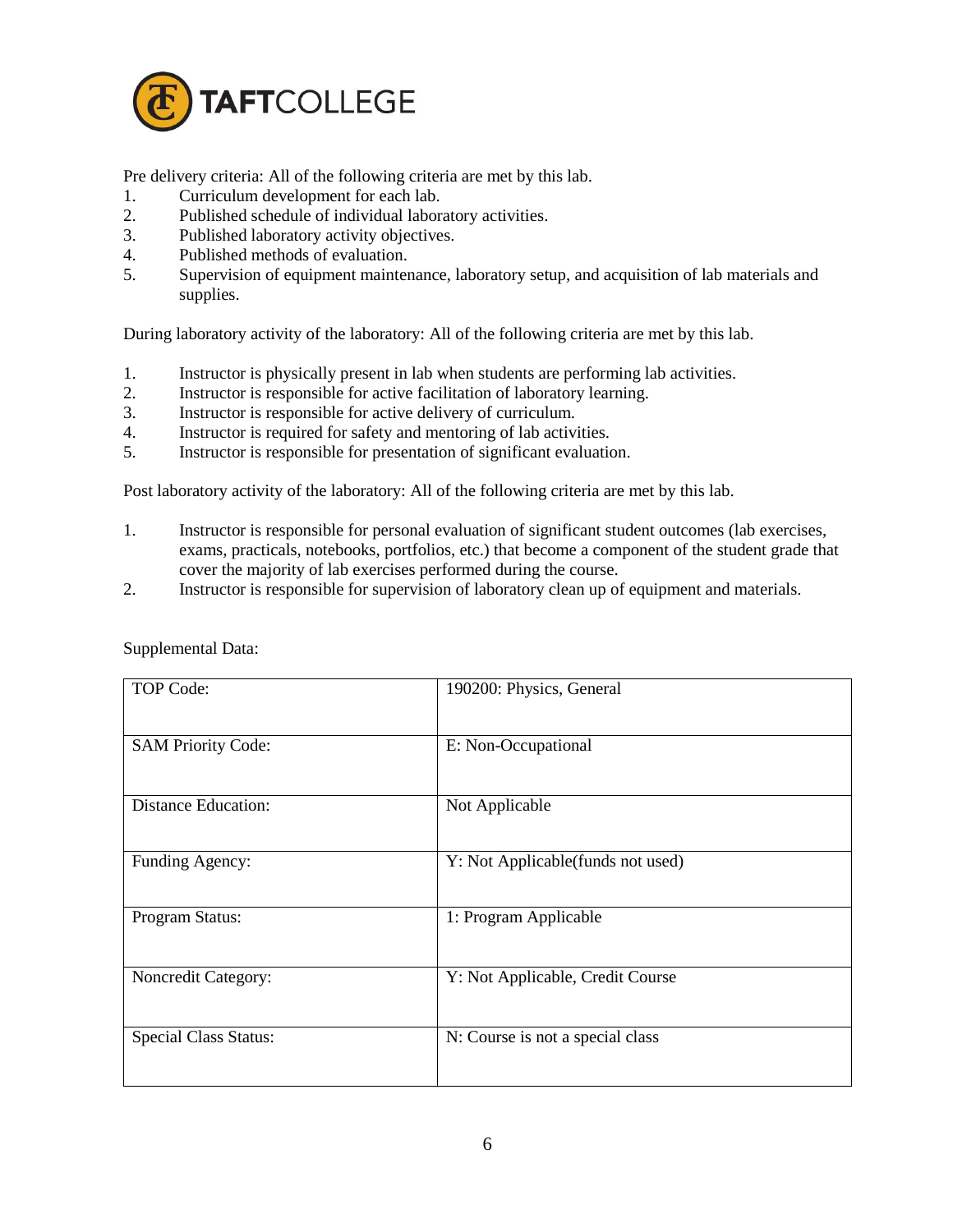Pre delivery criteria: All of the following criteria are met by this lab.

1. Curriculum development for each lab.
2. Published schedule of individual laboratory activities.
3. Published laboratory activity objectives.
4. Published methods of evaluation.
5. Supervision of equipment maintenance, laboratory setup, and acquisition of lab materials and supplies.

During laboratory activity of the laboratory: All of the following criteria are met by this lab.

1. Instructor is physically present in lab when students are performing lab activities.
2. Instructor is responsible for active facilitation of laboratory learning.
3. Instructor is responsible for active delivery of curriculum.
4. Instructor is required for safety and mentoring of lab activities.
5. Instructor is responsible for presentation of significant evaluation.

Post laboratory activity of the laboratory: All of the following criteria are met by this lab.

1. Instructor is responsible for personal evaluation of significant student outcomes (lab exercises, exams, practicals, notebooks, portfolios, etc.) that become a component of the student grade that cover the majority of lab exercises performed during the course.
2. Instructor is responsible for supervision of laboratory clean up of equipment and materials.

Supplemental Data:

| | |
|---|---|
| TOP Code: | 190200: Physics, General |
| SAM Priority Code: | E: Non-Occupational |
| Distance Education: | Not Applicable |
| Funding Agency: | Y: Not Applicable(funds not used) |
| Program Status: | 1: Program Applicable |
| Noncredit Category: | Y: Not Applicable, Credit Course |
| Special Class Status: | N: Course is not a special class |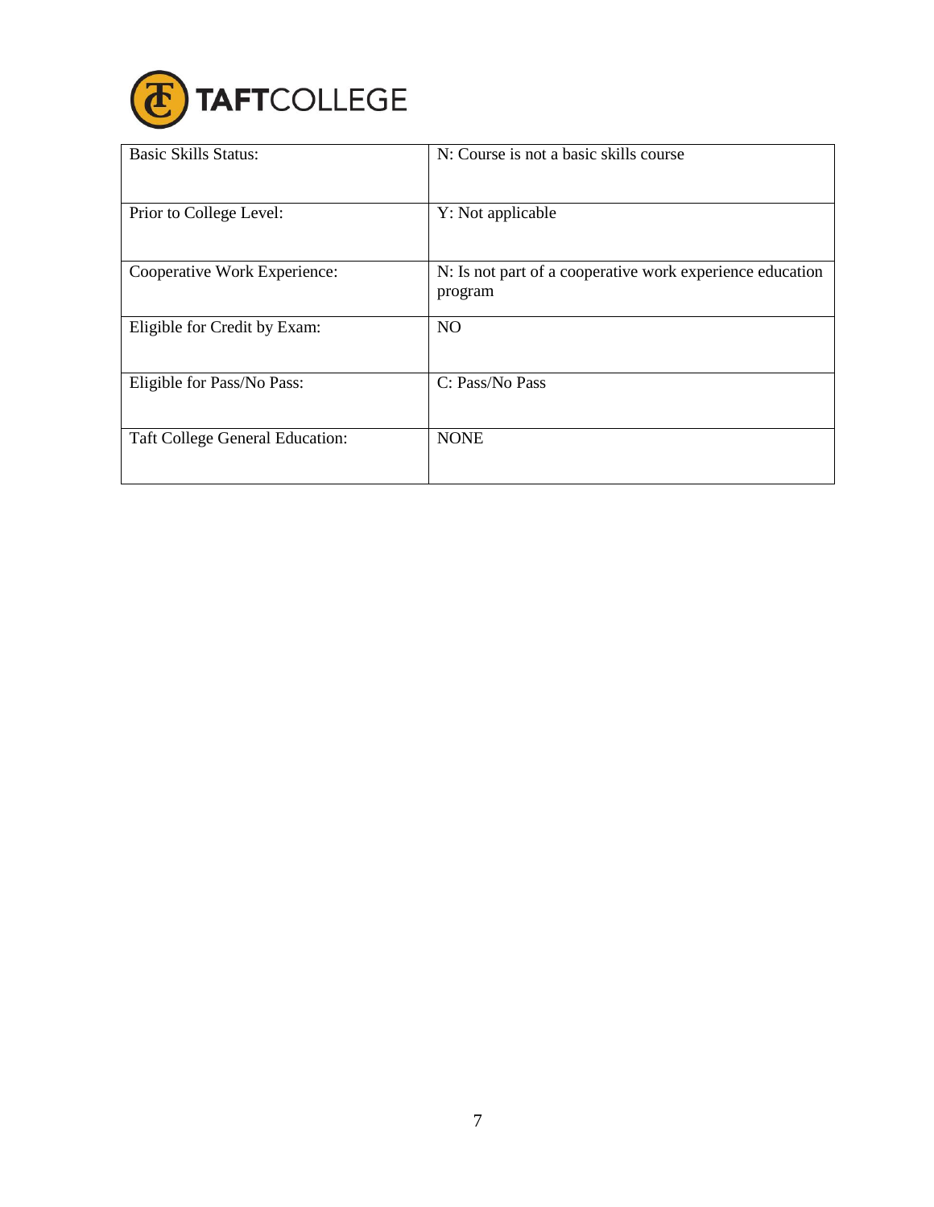| | |
|---|---|
| Basic Skills Status: | N: Course is not a basic skills course |
| Prior to College Level: | Y: Not applicable |
| Cooperative Work Experience: | N: Is not part of a cooperative work experience education program |
| Eligible for Credit by Exam: | NO |
| Eligible for Pass/No Pass: | C: Pass/No Pass |
| Taft College General Education: | NONE |